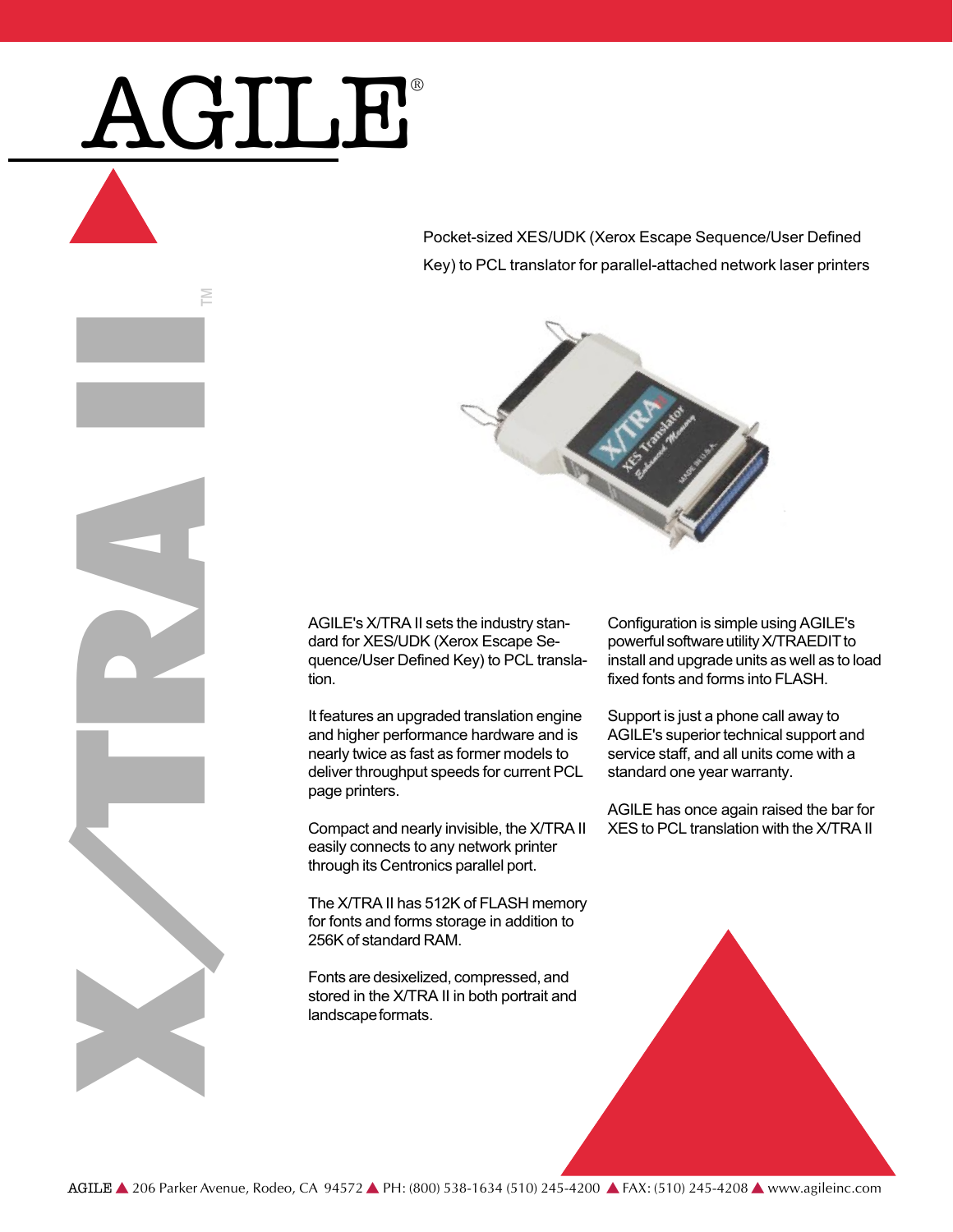# AGILE®

# X/TRA II™

Pocket-sized XES/UDK (Xerox Escape Sequence/User Defined Key) to PCL translator for parallel-attached network laser printers

AGILE's X/TRA II sets the industry standard for XES/UDK (Xerox Escape Sequence/User Defined Key) to PCL translation.

It features an upgraded translation engine and higher performance hardware and is nearly twice as fast as former models to deliver throughput speeds for current PCL page printers.

Compact and nearly invisible, the X/TRA II easily connects to any network printer through its Centronics parallel port.

The X/TRA II has 512K of FLASH memory for fonts and forms storage in addition to 256K of standard RAM.

Fonts are desixelized, compressed, and stored in the X/TRA II in both portrait and landscape formats.

Configuration is simple using AGILE's powerful software utility X/TRAEDIT to install and upgrade units as well as to load fixed fonts and forms into FLASH.

Support is just a phone call away to AGILE's superior technical support and service staff, and all units come with a standard one year warranty.

AGILE has once again raised the bar for XES to PCL translation with the X/TRA II

AGILE ▲ 206 Parker Avenue, Rodeo, CA 94572 ▲ PH: (800) 538-1634 (510) 245-4200 ▲ FAX: (510) 245-4208 ▲ www.agileinc.com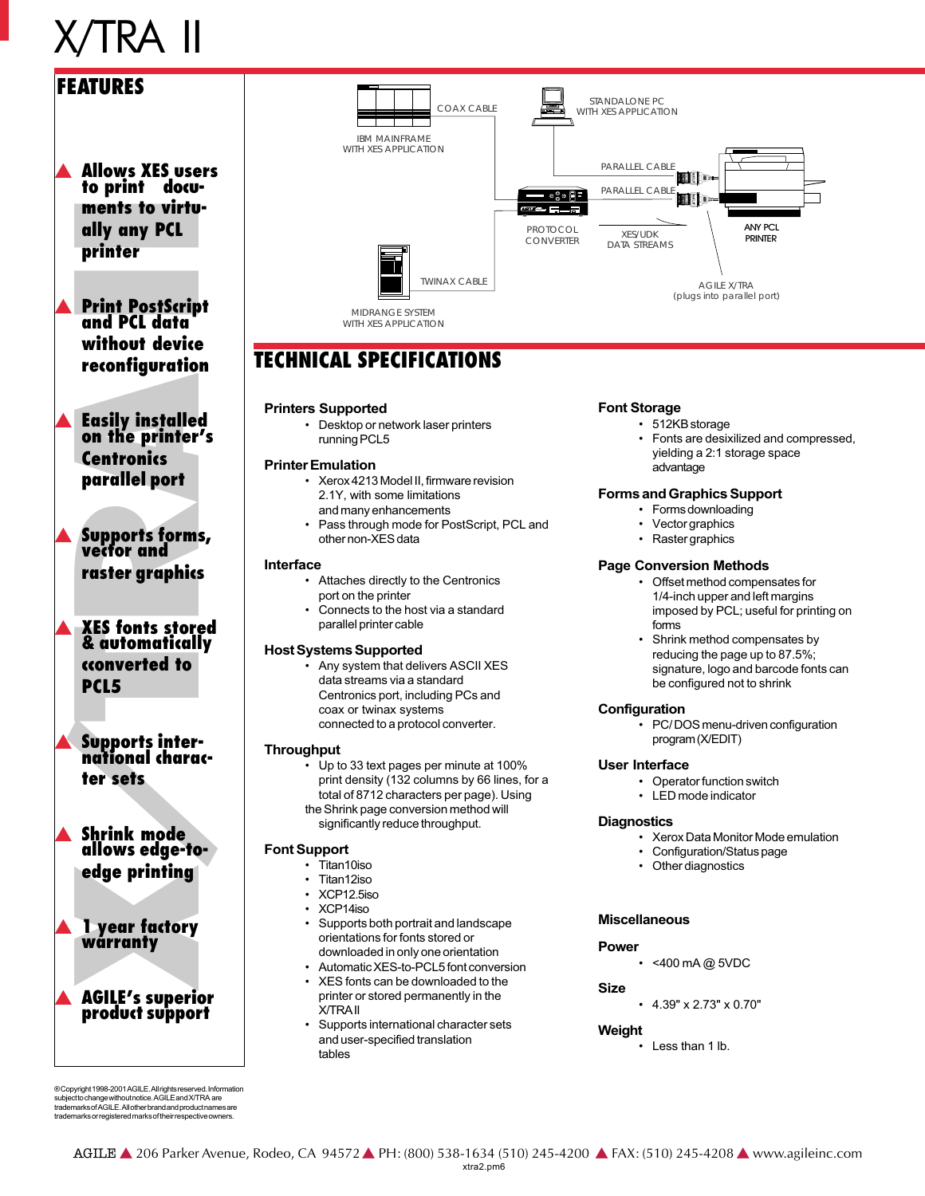# X/TRA II

## FEATURES

- Allows XES users to print documents to virtually any PCL printer
- Print PostScript and PCL data without device reconfiguration
- Easily installed on the printer's Centronics parallel port
- Supports forms, vector and raster graphics
- XES fonts stored & automatically cconverted to PCL5
- Supports international character sets
- Shrink mode allows edge-to-edge printing
- 1 year factory warranty
- AGILE's superior product support

COAX CABLE

IBM MAINFRAME
WITH XES APPLICATION

STANDALONE PC
WITH XES APPLICATION

PARALLEL CABLE

PARALLEL CABLE

PROTOCOL
CONVERTER

XES/UDK
DATA STREAMS

ANY PCL
PRINTER

TWINAX CABLE

AGILE X/TRA
(plugs into parallel port)

MIDRANGE SYSTEM
WITH XES APPLICATION

## TECHNICAL SPECIFICATIONS

### Printers Supported
- Desktop or network laser printers running PCL5

### Printer Emulation
- Xerox 4213 Model II, firmware revision 2.1Y, with some limitations and many enhancements
- Pass through mode for PostScript, PCL and other non-XES data

### Interface
- Attaches directly to the Centronics port on the printer
- Connects to the host via a standard parallel printer cable

### Host Systems Supported
- Any system that delivers ASCII XES data streams via a standard Centronics port, including PCs and coax or twinax systems connected to a protocol converter.

### Throughput
- Up to 33 text pages per minute at 100% print density (132 columns by 66 lines, for a total of 8712 characters per page). Using the Shrink page conversion method will significantly reduce throughput.

### Font Support
- Titan10iso
- Titan12iso
- XCP12.5iso
- XCP14iso
- Supports both portrait and landscape orientations for fonts stored or downloaded in only one orientation
- Automatic XES-to-PCL5 font conversion
- XES fonts can be downloaded to the printer or stored permanently in the X/TRA II
- Supports international character sets and user-specified translation tables

### Font Storage
- 512KB storage
- Fonts are desixilized and compressed, yielding a 2:1 storage space advantage

### Forms and Graphics Support
- Forms downloading
- Vector graphics
- Raster graphics

### Page Conversion Methods
- Offset method compensates for 1/4-inch upper and left margins imposed by PCL; useful for printing on forms
- Shrink method compensates by reducing the page up to 87.5%; signature, logo and barcode fonts can be configured not to shrink

### Configuration
- PC/DOS menu-driven configuration program (X/EDIT)

### User Interface
- Operator function switch
- LED mode indicator

### Diagnostics
- Xerox Data Monitor Mode emulation
- Configuration/Status page
- Other diagnostics

### Miscellaneous

### Power
- <400 mA @ 5VDC

### Size
- 4.39" x 2.73" x 0.70"

### Weight
- Less than 1 lb.

®Copyright 1998-2001 AGILE. All rights reserved. Information subject to change without notice. AGILE and X/TRA are trademarks of AGILE. All other brand and product names are trademarks or registered marks of their respective owners.

AGILE ▲ 206 Parker Avenue, Rodeo, CA 94572 ▲ PH: (800) 538-1634 (510) 245-4200 ▲ FAX: (510) 245-4208 ▲ www.agileinc.com

xtra2.pm6